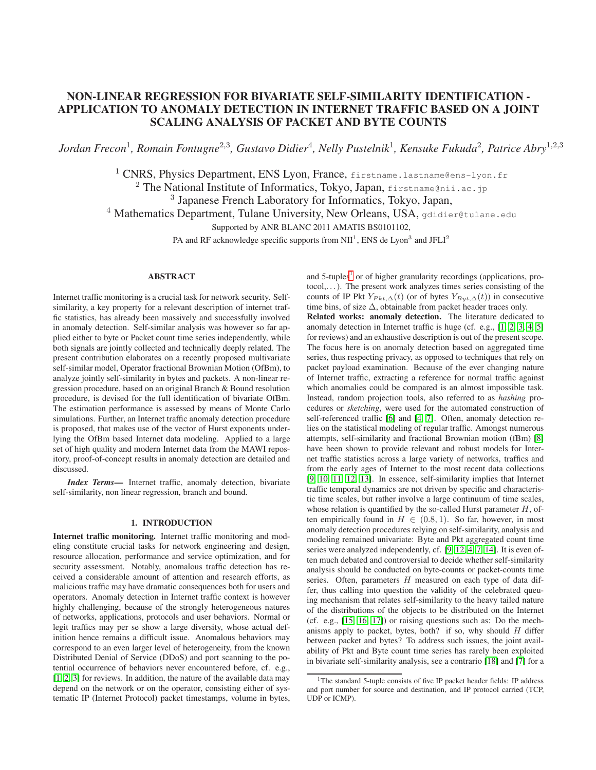# NON-LINEAR REGRESSION FOR BIVARIATE SELF-SIMILARITY IDENTIFICATION - APPLICATION TO ANOMALY DETECTION IN INTERNET TRAFFIC BASED ON A JOINT SCALING ANALYSIS OF PACKET AND BYTE COUNTS

*Jordan Frecon[1], Romain Fontugne[2,3], Gustavo Didier[4], Nelly Pustelnik[1], Kensuke Fukuda[2], Patrice Abry[1,2,3]*

[1] CNRS, Physics Department, ENS Lyon, France, firstname.lastname@ens-lyon.fr

[2] The National Institute of Informatics, Tokyo, Japan, firstname@nii.ac.jp

[3] Japanese French Laboratory for Informatics, Tokyo, Japan,

[4] Mathematics Department, Tulane University, New Orleans, USA, gdidier@tulane.edu

Supported by ANR BLANC 2011 AMATIS BS0101102,

PA and RF acknowledge specific supports from NII[1], ENS de Lyon[3] and JFLI[2]

## ABSTRACT

Internet traffic monitoring is a crucial task for network security. Self-similarity, a key property for a relevant description of internet traffic statistics, has already been massively and successfully involved in anomaly detection. Self-similar analysis was however so far applied either to byte or Packet count time series independently, while both signals are jointly collected and technically deeply related. The present contribution elaborates on a recently proposed multivariate self-similar model, Operator fractional Brownian Motion (OfBm), to analyze jointly self-similarity in bytes and packets. A non-linear regression procedure, based on an original Branch & Bound resolution procedure, is devised for the full identification of bivariate OfBm. The estimation performance is assessed by means of Monte Carlo simulations. Further, an Internet traffic anomaly detection procedure is proposed, that makes use of the vector of Hurst exponents underlying the OfBm based Internet data modeling. Applied to a large set of high quality and modern Internet data from the MAWI repository, proof-of-concept results in anomaly detection are detailed and discussed.

***Index Terms*—** Internet traffic, anomaly detection, bivariate self-similarity, non linear regression, branch and bound.

## 1. INTRODUCTION

**Internet traffic monitoring.** Internet traffic monitoring and modeling constitute crucial tasks for network engineering and design, resource allocation, performance and service optimization, and for security assessment. Notably, anomalous traffic detection has received a considerable amount of attention and research efforts, as malicious traffic may have dramatic consequences both for users and operators. Anomaly detection in Internet traffic context is however highly challenging, because of the strongly heterogeneous natures of networks, applications, protocols and user behaviors. Normal or legit traffics may per se show a large diversity, whose actual definition hence remains a difficult issue. Anomalous behaviors may correspond to an even larger level of heterogeneity, from the known Distributed Denial of Service (DDoS) and port scanning to the potential occurrence of behaviors never encountered before, cf. e.g., [1, 2, 3] for reviews. In addition, the nature of the available data may depend on the network or on the operator, consisting either of systematic IP (Internet Protocol) packet timestamps, volume in bytes, and 5-tuples[1] or of higher granularity recordings (applications, protocol,. . . ). The present work analyzes times series consisting of the counts of IP Pkt $Y_{Pkt,\Delta}(t)$ (or of bytes $Y_{Byt,\Delta}(t)$) in consecutive time bins, of size $\Delta$, obtainable from packet header traces only.

**Related works: anomaly detection.** The literature dedicated to anomaly detection in Internet traffic is huge (cf. e.g., [1, 2, 3, 4, 5] for reviews) and an exhaustive description is out of the present scope. The focus here is on anomaly detection based on aggregated time series, thus respecting privacy, as opposed to techniques that rely on packet payload examination. Because of the ever changing nature of Internet traffic, extracting a reference for normal traffic against which anomalies could be compared is an almost impossible task. Instead, random projection tools, also referred to as *hashing* procedures or *sketching*, were used for the automated construction of self-referenced traffic [6] and [4, 7]. Often, anomaly detection relies on the statistical modeling of regular traffic. Amongst numerous attempts, self-similarity and fractional Brownian motion (fBm) [8] have been shown to provide relevant and robust models for Internet traffic statistics across a large variety of networks, traffics and from the early ages of Internet to the most recent data collections [9, 10, 11, 12, 13]. In essence, self-similarity implies that Internet traffic temporal dynamics are not driven by specific and characteristic time scales, but rather involve a large continuum of time scales, whose relation is quantified by the so-called Hurst parameter $H$, often empirically found in $H \in (0.8, 1)$. So far, however, in most anomaly detection procedures relying on self-similarity, analysis and modeling remained univariate: Byte and Pkt aggregated count time series were analyzed independently, cf. [9, 12, 4, 7, 14]. It is even often much debated and controversial to decide whether self-similarity analysis should be conducted on byte-counts or packet-counts time series. Often, parameters $H$ measured on each type of data differ, thus calling into question the validity of the celebrated queuing mechanism that relates self-similarity to the heavy tailed nature of the distributions of the objects to be distributed on the Internet (cf. e.g., [15, 16, 17]) or raising questions such as: Do the mechanisms apply to packet, bytes, both? if so, why should $H$ differ between packet and bytes? To address such issues, the joint availability of Pkt and Byte count time series has rarely been exploited in bivariate self-similarity analysis, see a contrario [18] and [7] for a

[1] The standard 5-tuple consists of five IP packet header fields: IP address and port number for source and destination, and IP protocol carried (TCP, UDP or ICMP).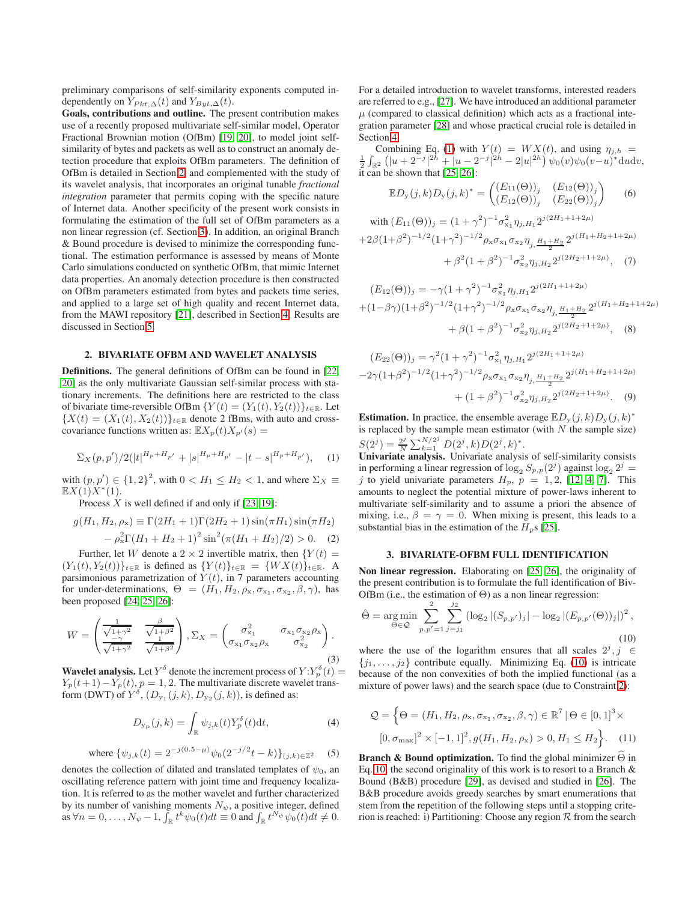preliminary comparisons of self-similarity exponents computed independently on $Y_{Pkt,\Delta}(t)$ and $Y_{Byt,\Delta}(t)$.

**Goals, contributions and outline.** The present contribution makes use of a recently proposed multivariate self-similar model, Operator Fractional Brownian motion (OfBm) [19, 20], to model joint self-similarity of bytes and packets as well as to construct an anomaly detection procedure that exploits OfBm parameters. The definition of OfBm is detailed in Section 2 and complemented with the study of its wavelet analysis, that incorporates an original tunable *fractional integration* parameter that permits coping with the specific nature of Internet data. Another specificity of the present work consists in formulating the estimation of the full set of OfBm parameters as a non linear regression (cf. Section 3). In addition, an original Branch & Bound procedure is devised to minimize the corresponding functional. The estimation performance is assessed by means of Monte Carlo simulations conducted on synthetic OfBm, that mimic Internet data properties. An anomaly detection procedure is then constructed on OfBm parameters estimated from bytes and packets time series, and applied to a large set of high quality and recent Internet data, from the MAWI repository [21], described in Section 4. Results are discussed in Section 5.

## 2. BIVARIATE OFBM AND WAVELET ANALYSIS

**Definitions.** The general definitions of OfBm can be found in [22, 20] as the only multivariate Gaussian self-similar process with stationary increments. The definitions here are restricted to the class of bivariate time-reversible OfBm $\{Y(t) = (Y_1(t), Y_2(t))\}_{t\in\mathbb{R}}$. Let $\{X(t) = (X_1(t), X_2(t))\}_{t\in\mathbb{R}}$ denote 2 fBms, with auto and cross-covariance functions written as: $\mathbb{E}X_p(t)X_{p'}(s) =$

$$\Sigma_X(p,p')/2(|t|^{H_p+H_{p'}} + |s|^{H_p+H_{p'}} - |t-s|^{H_p+H_{p'}}), \quad (1)$$

with $(p,p') \in \{1,2\}^2$, with $0 < H_1 \le H_2 < 1$, and where $\Sigma_X \equiv \mathbb{E}X(1)X^*(1)$.

Process $X$ is well defined if and only if [23, 19]:

$$g(H_1,H_2,\rho_{\mathrm{x}}) \equiv \Gamma(2H_1+1)\Gamma(2H_2+1)\sin(\pi H_1)\sin(\pi H_2) - \rho_{\mathrm{x}}^2\Gamma(H_1+H_2+1)^2\sin^2(\pi(H_1+H_2)/2) > 0. \quad (2)$$

Further, let $W$ denote a $2\times 2$ invertible matrix, then $\{Y(t) = (Y_1(t), Y_2(t))\}_{t\in\mathbb{R}}$ is defined as $\{Y(t)\}_{t\in\mathbb{R}} = \{WX(t)\}_{t\in\mathbb{R}}$. A parsimonious parametrization of $Y(t)$, in 7 parameters accounting for under-determinations, $\Theta = (H_1, H_2, \rho_{\mathrm{x}}, \sigma_{\mathrm{x}_1}, \sigma_{\mathrm{x}_2}, \beta, \gamma)$, has been proposed [24, 25, 26]:

$$W = \begin{pmatrix} \frac{1}{\sqrt{1+\gamma^2}} & \frac{\beta}{\sqrt{1+\beta^2}} \\ \frac{-\gamma}{\sqrt{1+\gamma^2}} & \frac{1}{\sqrt{1+\beta^2}} \end{pmatrix}, \Sigma_X = \begin{pmatrix} \sigma_{\mathrm{x}_1}^2 & \sigma_{\mathrm{x}_1}\sigma_{\mathrm{x}_2}\rho_{\mathrm{x}} \\ \sigma_{\mathrm{x}_1}\sigma_{\mathrm{x}_2}\rho_{\mathrm{x}} & \sigma_{\mathrm{x}_2}^2 \end{pmatrix}. \quad (3)$$

**Wavelet analysis.** Let $Y^\delta$ denote the increment process of $Y$: $Y^\delta_p(t) = Y_p(t+1) - Y_p(t)$, $p = 1, 2$. The multivariate discrete wavelet transform (DWT) of $Y^\delta$, $(D_{\mathrm{y}_1}(j,k), D_{\mathrm{y}_2}(j,k))$, is defined as:

$$D_{\mathrm{y_p}}(j,k) = \int_{\mathbb{R}} \psi_{j,k}(t) Y^\delta_p(t)\mathrm{d}t, \quad (4)$$

$$\text{where } \{\psi_{j,k}(t) = 2^{-j(0.5-\mu)}\psi_0(2^{-j/2}t - k)\}_{(j,k)\in\mathbb{Z}^2} \quad (5)$$

denotes the collection of dilated and translated templates of $\psi_0$, an oscillating reference pattern with joint time and frequency localization. It is referred to as the mother wavelet and further characterized by its number of vanishing moments $N_\psi$, a positive integer, defined as $\forall n = 0, \ldots, N_\psi - 1$, $\int_{\mathbb{R}} t^k\psi_0(t)dt \equiv 0$ and $\int_{\mathbb{R}} t^{N_\psi}\psi_0(t)dt \neq 0$.

For a detailed introduction to wavelet transforms, interested readers are referred to e.g., [27]. We have introduced an additional parameter $\mu$ (compared to classical definition) which acts as a fractional integration parameter [28] and whose practical crucial role is detailed in Section 4.

Combining Eq. (1) with $Y(t) = WX(t)$, and using $\eta_{j,h} = \frac{1}{2}\int_{\mathbb{R}^2}\left(|u+2^{-j}|^{2h} + |u-2^{-j}|^{2h} - 2|u|^{2h}\right)\psi_0(v)\psi_0(v-u)^*\mathrm{d}u\mathrm{d}v$, it can be shown that [25, 26]:

$$\mathbb{E}D_{\mathrm{y}}(j,k)D_{\mathrm{y}}(j,k)^* = \begin{pmatrix} (E_{11}(\Theta))_j & (E_{12}(\Theta))_j \\ (E_{12}(\Theta))_j & (E_{22}(\Theta))_j \end{pmatrix} \quad (6)$$

$$\text{with } (E_{11}(\Theta))_j = (1+\gamma^2)^{-1}\sigma_{\mathrm{x}_1}^2\eta_{j,H_1}2^{j(2H_1+1+2\mu)} + 2\beta(1+\beta^2)^{-1/2}(1+\gamma^2)^{-1/2}\rho_{\mathrm{x}}\sigma_{\mathrm{x}_1}\sigma_{\mathrm{x}_2}\eta_{j,\frac{H_1+H_2}{2}}2^{j(H_1+H_2+1+2\mu)} + \beta^2(1+\beta^2)^{-1}\sigma_{\mathrm{x}_2}^2\eta_{j,H_2}2^{j(2H_2+1+2\mu)}, \quad (7)$$

$$(E_{12}(\Theta))_j = -\gamma(1+\gamma^2)^{-1}\sigma_{\mathrm{x}_1}^2\eta_{j,H_1}2^{j(2H_1+1+2\mu)} + (1-\beta\gamma)(1+\beta^2)^{-1/2}(1+\gamma^2)^{-1/2}\rho_{\mathrm{x}}\sigma_{\mathrm{x}_1}\sigma_{\mathrm{x}_2}\eta_{j,\frac{H_1+H_2}{2}}2^{j(H_1+H_2+1+2\mu)} + \beta(1+\beta^2)^{-1}\sigma_{\mathrm{x}_2}^2\eta_{j,H_2}2^{j(2H_2+1+2\mu)}, \quad (8)$$

$$(E_{22}(\Theta))_j = \gamma^2(1+\gamma^2)^{-1}\sigma_{\mathrm{x}_1}^2\eta_{j,H_1}2^{j(2H_1+1+2\mu)} - 2\gamma(1+\beta^2)^{-1/2}(1+\gamma^2)^{-1/2}\rho_{\mathrm{x}}\sigma_{\mathrm{x}_1}\sigma_{\mathrm{x}_2}\eta_{j,\frac{H_1+H_2}{2}}2^{j(H_1+H_2+1+2\mu)} + (1+\beta^2)^{-1}\sigma_{\mathrm{x}_2}^2\eta_{j,H_2}2^{j(2H_2+1+2\mu)}. \quad (9)$$

**Estimation.** In practice, the ensemble average $\mathbb{E}D_{\mathrm{y}}(j,k)D_{\mathrm{y}}(j,k)^*$ is replaced by the sample mean estimator (with $N$ the sample size) $S(2^j) = \frac{2^j}{N}\sum_{k=1}^{N/2^j} D(2^j,k)D(2^j,k)^*$.

**Univariate analysis.** Univariate analysis of self-similarity consists in performing a linear regression of $\log_2 S_{p,p}(2^j)$ against $\log_2 2^j = j$ to yield univariate parameters $H_p$, $p = 1, 2$, [12, 4, 7]. This amounts to neglect the potential mixture of power-laws inherent to multivariate self-similarity and to assume a priori the absence of mixing, i.e., $\beta = \gamma = 0$. When mixing is present, this leads to a substantial bias in the estimation of the $H_p$s [25].

## 3. BIVARIATE-OFBM FULL IDENTIFICATION

**Non linear regression.** Elaborating on [25, 26], the originality of the present contribution is to formulate the full identification of Biv-OfBm (i.e., the estimation of $\Theta$) as a non linear regression:

$$\hat{\Theta} = \underset{\Theta\in\mathcal{Q}}{\arg\min}\sum_{p,p'=1}^{2}\sum_{j=j_1}^{j_2}\left(\log_2|(S_{p,p'})_j| - \log_2|(E_{p,p'}(\Theta))_j|\right)^2, \quad (10)$$

where the use of the logarithm ensures that all scales $2^j, j \in \{j_1, \ldots, j_2\}$ contribute equally. Minimizing Eq. (10) is intricate because of the non convexities of both the implied functional (as a mixture of power laws) and the search space (due to Constraint 2):

$$\mathcal{Q} = \Big\{\Theta = (H_1, H_2, \rho_{\mathrm{x}}, \sigma_{\mathrm{x}_1}, \sigma_{\mathrm{x}_2}, \beta, \gamma) \in \mathbb{R}^7 \mid \Theta \in [0,1]^3 \times [0, \sigma_{\max}]^2 \times [-1,1]^2, g(H_1, H_2, \rho_{\mathrm{x}}) > 0, H_1 \le H_2\Big\}. \quad (11)$$

**Branch & Bound optimization.** To find the global minimizer $\widehat{\Theta}$ in Eq. 10, the second originality of this work is to resort to a Branch & Bound (B&B) procedure [29], as devised and studied in [26]. The B&B procedure avoids greedy searches by smart enumerations that stem from the repetition of the following steps until a stopping criterion is reached: i) Partitioning: Choose any region $\mathcal{R}$ from the search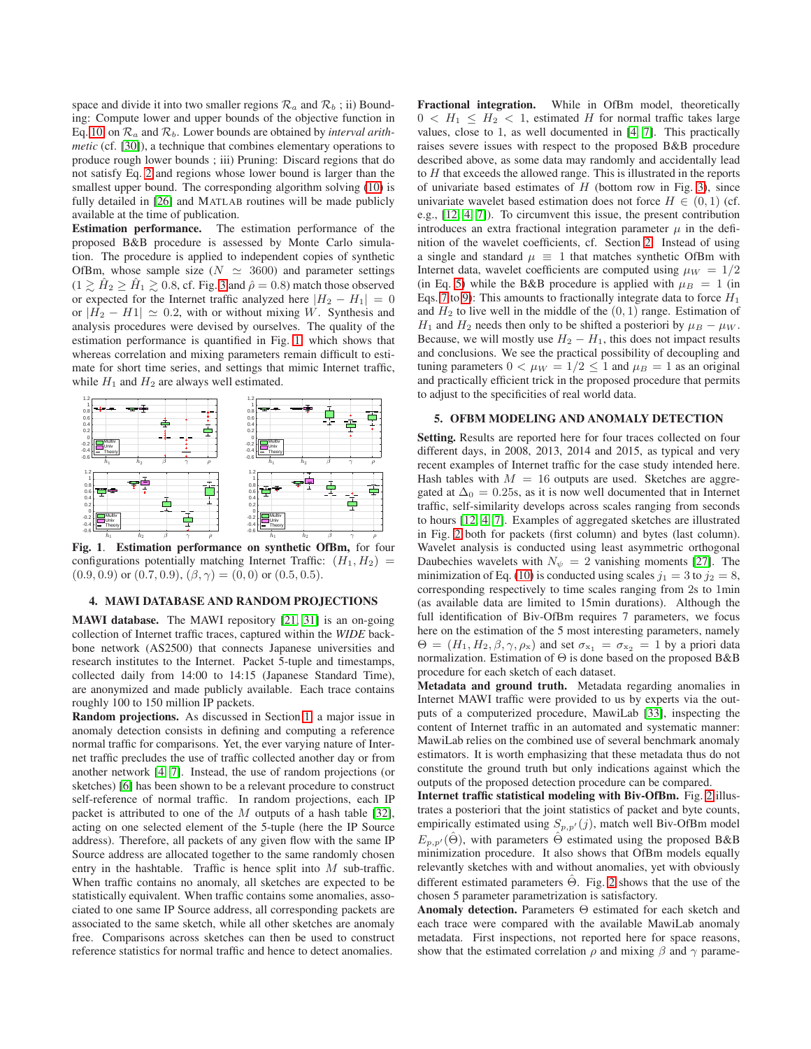space and divide it into two smaller regions $\mathcal{R}_a$ and $\mathcal{R}_b$ ; ii) Bounding: Compute lower and upper bounds of the objective function in Eq. 10 on $\mathcal{R}_a$ and $\mathcal{R}_b$. Lower bounds are obtained by *interval arithmetic* (cf. [30]), a technique that combines elementary operations to produce rough lower bounds ; iii) Pruning: Discard regions that do not satisfy Eq. 2 and regions whose lower bound is larger than the smallest upper bound. The corresponding algorithm solving (10) is fully detailed in [26] and MATLAB routines will be made publicly available at the time of publication.

**Estimation performance.** The estimation performance of the proposed B&B procedure is assessed by Monte Carlo simulation. The procedure is applied to independent copies of synthetic OfBm, whose sample size ($N \simeq 3600$) and parameter settings ($1 \gtrsim \hat{H}_2 \geq \hat{H}_1 \gtrsim 0.8$, cf. Fig. 3 and $\hat{\rho} = 0.8$) match those observed or expected for the Internet traffic analyzed here $|H_2 - H_1| = 0$ or $|H_2 - H1| \simeq 0.2$, with or without mixing $W$. Synthesis and analysis procedures were devised by ourselves. The quality of the estimation performance is quantified in Fig. 1, which shows that whereas correlation and mixing parameters remain difficult to estimate for short time series, and settings that mimic Internet traffic, while $H_1$ and $H_2$ are always well estimated.

**Fig. 1**. **Estimation performance on synthetic OfBm,** for four configurations potentially matching Internet Traffic: $(H_1, H_2) = (0.9, 0.9)$ or $(0.7, 0.9)$, $(\beta, \gamma) = (0, 0)$ or $(0.5, 0.5)$.

## 4. MAWI DATABASE AND RANDOM PROJECTIONS

**MAWI database.** The MAWI repository [21, 31] is an on-going collection of Internet traffic traces, captured within the *WIDE* backbone network (AS2500) that connects Japanese universities and research institutes to the Internet. Packet 5-tuple and timestamps, collected daily from 14:00 to 14:15 (Japanese Standard Time), are anonymized and made publicly available. Each trace contains roughly 100 to 150 million IP packets.

**Random projections.** As discussed in Section 1, a major issue in anomaly detection consists in defining and computing a reference normal traffic for comparisons. Yet, the ever varying nature of Internet traffic precludes the use of traffic collected another day or from another network [4, 7]. Instead, the use of random projections (or sketches) [6] has been shown to be a relevant procedure to construct self-reference of normal traffic. In random projections, each IP packet is attributed to one of the $M$ outputs of a hash table [32], acting on one selected element of the 5-tuple (here the IP Source address). Therefore, all packets of any given flow with the same IP Source address are allocated together to the same randomly chosen entry in the hashtable. Traffic is hence split into $M$ sub-traffic. When traffic contains no anomaly, all sketches are expected to be statistically equivalent. When traffic contains some anomalies, associated to one same IP Source address, all corresponding packets are associated to the same sketch, while all other sketches are anomaly free. Comparisons across sketches can then be used to construct reference statistics for normal traffic and hence to detect anomalies.

**Fractional integration.** While in OfBm model, theoretically $0 < H_1 \leq H_2 < 1$, estimated $H$ for normal traffic takes large values, close to 1, as well documented in [4, 7]. This practically raises severe issues with respect to the proposed B&B procedure described above, as some data may randomly and accidentally lead to $H$ that exceeds the allowed range. This is illustrated in the reports of univariate based estimates of $H$ (bottom row in Fig. 3), since univariate wavelet based estimation does not force $H \in (0, 1)$ (cf. e.g., [12, 4, 7]). To circumvent this issue, the present contribution introduces an extra fractional integration parameter $\mu$ in the definition of the wavelet coefficients, cf. Section 2. Instead of using a single and standard $\mu \equiv 1$ that matches synthetic OfBm with Internet data, wavelet coefficients are computed using $\mu_W = 1/2$ (in Eq. 5) while the B&B procedure is applied with $\mu_B = 1$ (in Eqs. 7 to 9): This amounts to fractionally integrate data to force $H_1$ and $H_2$ to live well in the middle of the $(0, 1)$ range. Estimation of $H_1$ and $H_2$ needs then only to be shifted a posteriori by $\mu_B - \mu_W$. Because, we will mostly use $H_2 - H_1$, this does not impact results and conclusions. We see the practical possibility of decoupling and tuning parameters $0 < \mu_W = 1/2 \leq 1$ and $\mu_B = 1$ as an original and practically efficient trick in the proposed procedure that permits to adjust to the specificities of real world data.

## 5. OFBM MODELING AND ANOMALY DETECTION

**Setting.** Results are reported here for four traces collected on four different days, in 2008, 2013, 2014 and 2015, as typical and very recent examples of Internet traffic for the case study intended here. Hash tables with $M = 16$ outputs are used. Sketches are aggregated at $\Delta_0 = 0.25$s, as it is now well documented that in Internet traffic, self-similarity develops across scales ranging from seconds to hours [12, 4, 7]. Examples of aggregated sketches are illustrated in Fig. 2 both for packets (first column) and bytes (last column). Wavelet analysis is conducted using least asymmetric orthogonal Daubechies wavelets with $N_\psi = 2$ vanishing moments [27]. The minimization of Eq. (10) is conducted using scales $j_1 = 3$ to $j_2 = 8$, corresponding respectively to time scales ranging from 2s to 1min (as available data are limited to 15min durations). Although the full identification of Biv-OfBm requires 7 parameters, we focus here on the estimation of the 5 most interesting parameters, namely $\Theta = (H_1, H_2, \beta, \gamma, \rho_x)$ and set $\sigma_{x_1} = \sigma_{x_2} = 1$ by a priori data normalization. Estimation of $\Theta$ is done based on the proposed B&B procedure for each sketch of each dataset.

**Metadata and ground truth.** Metadata regarding anomalies in Internet MAWI traffic were provided to us by experts via the outputs of a computerized procedure, MawiLab [33], inspecting the content of Internet traffic in an automated and systematic manner: MawiLab relies on the combined use of several benchmark anomaly estimators. It is worth emphasizing that these metadata thus do not constitute the ground truth but only indications against which the outputs of the proposed detection procedure can be compared.

**Internet traffic statistical modeling with Biv-OfBm.** Fig. 2 illustrates a posteriori that the joint statistics of packet and byte counts, empirically estimated using $S_{p,p'}(j)$, match well Biv-OfBm model $E_{p,p'}(\hat{\Theta})$, with parameters $\hat{\Theta}$ estimated using the proposed B&B minimization procedure. It also shows that OfBm models equally relevantly sketches with and without anomalies, yet with obviously different estimated parameters $\hat{\Theta}$. Fig. 2 shows that the use of the chosen 5 parameter parametrization is satisfactory.

**Anomaly detection.** Parameters $\Theta$ estimated for each sketch and each trace were compared with the available MawiLab anomaly metadata. First inspections, not reported here for space reasons, show that the estimated correlation $\rho$ and mixing $\beta$ and $\gamma$ parame-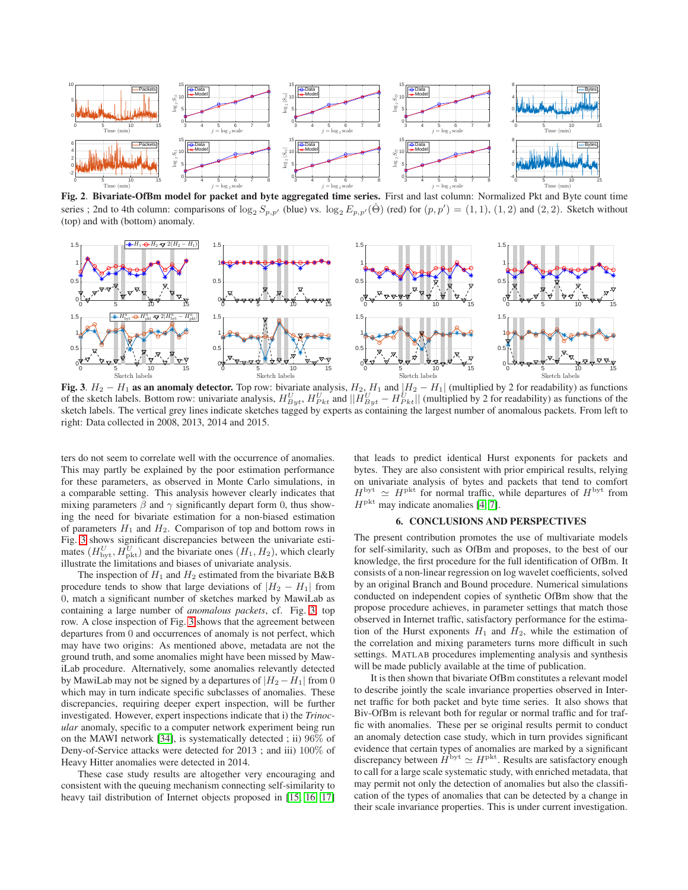**Fig. 2**. **Bivariate-OfBm model for packet and byte aggregated time series.** First and last column: Normalized Pkt and Byte count time series ; 2nd to 4th column: comparisons of $\log_2 S_{p,p'}$ (blue) vs. $\log_2 E_{p,p'}(\hat{\Theta})$ (red) for $(p,p') = (1,1)$, $(1,2)$ and $(2,2)$. Sketch without (top) and with (bottom) anomaly.

**Fig. 3**. $H_2 - H_1$ **as an anomaly detector.** Top row: bivariate analysis, $H_2$, $H_1$ and $|H_2 - H_1|$ (multiplied by 2 for readability) as functions of the sketch labels. Bottom row: univariate analysis, $H^U_{Byt}$, $H^U_{Pkt}$ and $||H^U_{Byt} - H^U_{Pkt}||$ (multiplied by 2 for readability) as functions of the sketch labels. The vertical grey lines indicate sketches tagged by experts as containing the largest number of anomalous packets. From left to right: Data collected in 2008, 2013, 2014 and 2015.

ters do not seem to correlate well with the occurrence of anomalies. This may partly be explained by the poor estimation performance for these parameters, as observed in Monte Carlo simulations, in a comparable setting. This analysis however clearly indicates that mixing parameters $\beta$ and $\gamma$ significantly depart form 0, thus showing the need for bivariate estimation for a non-biased estimation of parameters $H_1$ and $H_2$. Comparison of top and bottom rows in Fig. 3 shows significant discrepancies between the univariate estimates $(H^U_{\text{byt}}, H^U_{\text{pkt}})$ and the bivariate ones $(H_1, H_2)$, which clearly illustrate the limitations and biases of univariate analysis.

The inspection of $H_1$ and $H_2$ estimated from the bivariate B&B procedure tends to show that large deviations of $|H_2 - H_1|$ from 0, match a significant number of sketches marked by MawiLab as containing a large number of *anomalous packets*, cf. Fig. 3, top row. A close inspection of Fig. 3 shows that the agreement between departures from 0 and occurrences of anomaly is not perfect, which may have two origins: As mentioned above, metadata are not the ground truth, and some anomalies might have been missed by MawiLab procedure. Alternatively, some anomalies relevantly detected by MawiLab may not be signed by a departures of $|H_2 - H_1|$ from 0 which may in turn indicate specific subclasses of anomalies. These discrepancies, requiring deeper expert inspection, will be further investigated. However, expert inspections indicate that i) the *Trinocular* anomaly, specific to a computer network experiment being run on the MAWI network [34], is systematically detected ; ii) 96% of Deny-of-Service attacks were detected for 2013 ; and iii) 100% of Heavy Hitter anomalies were detected in 2014.

These case study results are altogether very encouraging and consistent with the queuing mechanism connecting self-similarity to heavy tail distribution of Internet objects proposed in [15, 16, 17] that leads to predict identical Hurst exponents for packets and bytes. They are also consistent with prior empirical results, relying on univariate analysis of bytes and packets that tend to comfort $H^{\text{byt}} \simeq H^{\text{pkt}}$ for normal traffic, while departures of $H^{\text{byt}}$ from $H^{\text{pkt}}$ may indicate anomalies [4, 7].

## 6. CONCLUSIONS AND PERSPECTIVES

The present contribution promotes the use of multivariate models for self-similarity, such as OfBm and proposes, to the best of our knowledge, the first procedure for the full identification of OfBm. It consists of a non-linear regression on log wavelet coefficients, solved by an original Branch and Bound procedure. Numerical simulations conducted on independent copies of synthetic OfBm show that the propose procedure achieves, in parameter settings that match those observed in Internet traffic, satisfactory performance for the estimation of the Hurst exponents $H_1$ and $H_2$, while the estimation of the correlation and mixing parameters turns more difficult in such settings. MATLAB procedures implementing analysis and synthesis will be made publicly available at the time of publication.

It is then shown that bivariate OfBm constitutes a relevant model to describe jointly the scale invariance properties observed in Internet traffic for both packet and byte time series. It also shows that Biv-OfBm is relevant both for regular or normal traffic and for traffic with anomalies. These per se original results permit to conduct an anomaly detection case study, which in turn provides significant evidence that certain types of anomalies are marked by a significant discrepancy between $H^{\text{byt}} \simeq H^{\text{pkt}}$. Results are satisfactory enough to call for a large scale systematic study, with enriched metadata, that may permit not only the detection of anomalies but also the classification of the types of anomalies that can be detected by a change in their scale invariance properties. This is under current investigation.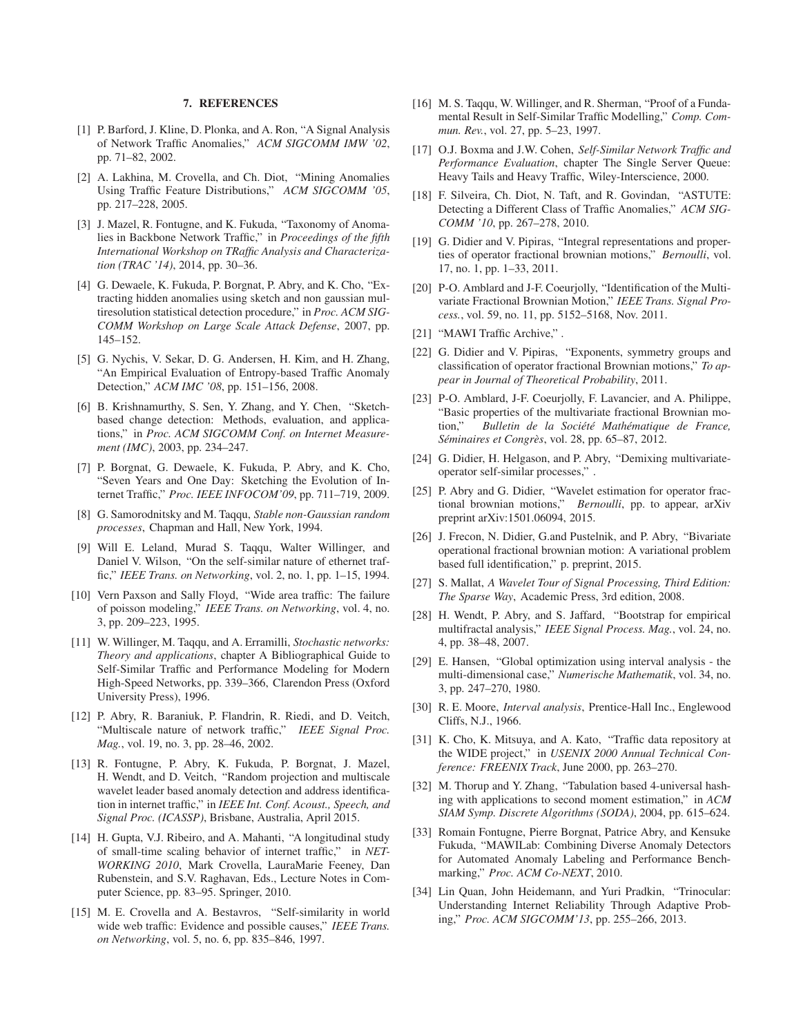## 7. REFERENCES

[1] P. Barford, J. Kline, D. Plonka, and A. Ron, "A Signal Analysis of Network Traffic Anomalies," *ACM SIGCOMM IMW '02*, pp. 71–82, 2002.

[2] A. Lakhina, M. Crovella, and Ch. Diot, "Mining Anomalies Using Traffic Feature Distributions," *ACM SIGCOMM '05*, pp. 217–228, 2005.

[3] J. Mazel, R. Fontugne, and K. Fukuda, "Taxonomy of Anomalies in Backbone Network Traffic," in *Proceedings of the fifth International Workshop on TRaffic Analysis and Characterization (TRAC '14)*, 2014, pp. 30–36.

[4] G. Dewaele, K. Fukuda, P. Borgnat, P. Abry, and K. Cho, "Extracting hidden anomalies using sketch and non gaussian multiresolution statistical detection procedure," in *Proc. ACM SIGCOMM Workshop on Large Scale Attack Defense*, 2007, pp. 145–152.

[5] G. Nychis, V. Sekar, D. G. Andersen, H. Kim, and H. Zhang, "An Empirical Evaluation of Entropy-based Traffic Anomaly Detection," *ACM IMC '08*, pp. 151–156, 2008.

[6] B. Krishnamurthy, S. Sen, Y. Zhang, and Y. Chen, "Sketch-based change detection: Methods, evaluation, and applications," in *Proc. ACM SIGCOMM Conf. on Internet Measurement (IMC)*, 2003, pp. 234–247.

[7] P. Borgnat, G. Dewaele, K. Fukuda, P. Abry, and K. Cho, "Seven Years and One Day: Sketching the Evolution of Internet Traffic," *Proc. IEEE INFOCOM'09*, pp. 711–719, 2009.

[8] G. Samorodnitsky and M. Taqqu, *Stable non-Gaussian random processes*, Chapman and Hall, New York, 1994.

[9] Will E. Leland, Murad S. Taqqu, Walter Willinger, and Daniel V. Wilson, "On the self-similar nature of ethernet traffic," *IEEE Trans. on Networking*, vol. 2, no. 1, pp. 1–15, 1994.

[10] Vern Paxson and Sally Floyd, "Wide area traffic: The failure of poisson modeling," *IEEE Trans. on Networking*, vol. 4, no. 3, pp. 209–223, 1995.

[11] W. Willinger, M. Taqqu, and A. Erramilli, *Stochastic networks: Theory and applications*, chapter A Bibliographical Guide to Self-Similar Traffic and Performance Modeling for Modern High-Speed Networks, pp. 339–366, Clarendon Press (Oxford University Press), 1996.

[12] P. Abry, R. Baraniuk, P. Flandrin, R. Riedi, and D. Veitch, "Multiscale nature of network traffic," *IEEE Signal Proc. Mag.*, vol. 19, no. 3, pp. 28–46, 2002.

[13] R. Fontugne, P. Abry, K. Fukuda, P. Borgnat, J. Mazel, H. Wendt, and D. Veitch, "Random projection and multiscale wavelet leader based anomaly detection and address identification in internet traffic," in *IEEE Int. Conf. Acoust., Speech, and Signal Proc. (ICASSP)*, Brisbane, Australia, April 2015.

[14] H. Gupta, V.J. Ribeiro, and A. Mahanti, "A longitudinal study of small-time scaling behavior of internet traffic," in *NETWORKING 2010*, Mark Crovella, LauraMarie Feeney, Dan Rubenstein, and S.V. Raghavan, Eds., Lecture Notes in Computer Science, pp. 83–95. Springer, 2010.

[15] M. E. Crovella and A. Bestavros, "Self-similarity in world wide web traffic: Evidence and possible causes," *IEEE Trans. on Networking*, vol. 5, no. 6, pp. 835–846, 1997.

[16] M. S. Taqqu, W. Willinger, and R. Sherman, "Proof of a Fundamental Result in Self-Similar Traffic Modelling," *Comp. Commun. Rev.*, vol. 27, pp. 5–23, 1997.

[17] O.J. Boxma and J.W. Cohen, *Self-Similar Network Traffic and Performance Evaluation*, chapter The Single Server Queue: Heavy Tails and Heavy Traffic, Wiley-Interscience, 2000.

[18] F. Silveira, Ch. Diot, N. Taft, and R. Govindan, "ASTUTE: Detecting a Different Class of Traffic Anomalies," *ACM SIGCOMM '10*, pp. 267–278, 2010.

[19] G. Didier and V. Pipiras, "Integral representations and properties of operator fractional brownian motions," *Bernoulli*, vol. 17, no. 1, pp. 1–33, 2011.

[20] P-O. Amblard and J-F. Coeurjolly, "Identification of the Multivariate Fractional Brownian Motion," *IEEE Trans. Signal Process.*, vol. 59, no. 11, pp. 5152–5168, Nov. 2011.

[21] "MAWI Traffic Archive," .

[22] G. Didier and V. Pipiras, "Exponents, symmetry groups and classification of operator fractional Brownian motions," *To appear in Journal of Theoretical Probability*, 2011.

[23] P-O. Amblard, J-F. Coeurjolly, F. Lavancier, and A. Philippe, "Basic properties of the multivariate fractional Brownian motion," *Bulletin de la Société Mathématique de France, Séminaires et Congrès*, vol. 28, pp. 65–87, 2012.

[24] G. Didier, H. Helgason, and P. Abry, "Demixing multivariate-operator self-similar processes," .

[25] P. Abry and G. Didier, "Wavelet estimation for operator fractional brownian motions," *Bernoulli*, pp. to appear, arXiv preprint arXiv:1501.06094, 2015.

[26] J. Frecon, N. Didier, G.and Pustelnik, and P. Abry, "Bivariate operational fractional brownian motion: A variational problem based full identification," p. preprint, 2015.

[27] S. Mallat, *A Wavelet Tour of Signal Processing, Third Edition: The Sparse Way*, Academic Press, 3rd edition, 2008.

[28] H. Wendt, P. Abry, and S. Jaffard, "Bootstrap for empirical multifractal analysis," *IEEE Signal Process. Mag.*, vol. 24, no. 4, pp. 38–48, 2007.

[29] E. Hansen, "Global optimization using interval analysis - the multi-dimensional case," *Numerische Mathematik*, vol. 34, no. 3, pp. 247–270, 1980.

[30] R. E. Moore, *Interval analysis*, Prentice-Hall Inc., Englewood Cliffs, N.J., 1966.

[31] K. Cho, K. Mitsuya, and A. Kato, "Traffic data repository at the WIDE project," in *USENIX 2000 Annual Technical Conference: FREENIX Track*, June 2000, pp. 263–270.

[32] M. Thorup and Y. Zhang, "Tabulation based 4-universal hashing with applications to second moment estimation," in *ACM SIAM Symp. Discrete Algorithms (SODA)*, 2004, pp. 615–624.

[33] Romain Fontugne, Pierre Borgnat, Patrice Abry, and Kensuke Fukuda, "MAWILab: Combining Diverse Anomaly Detectors for Automated Anomaly Labeling and Performance Benchmarking," *Proc. ACM Co-NEXT*, 2010.

[34] Lin Quan, John Heidemann, and Yuri Pradkin, "Trinocular: Understanding Internet Reliability Through Adaptive Probing," *Proc. ACM SIGCOMM'13*, pp. 255–266, 2013.